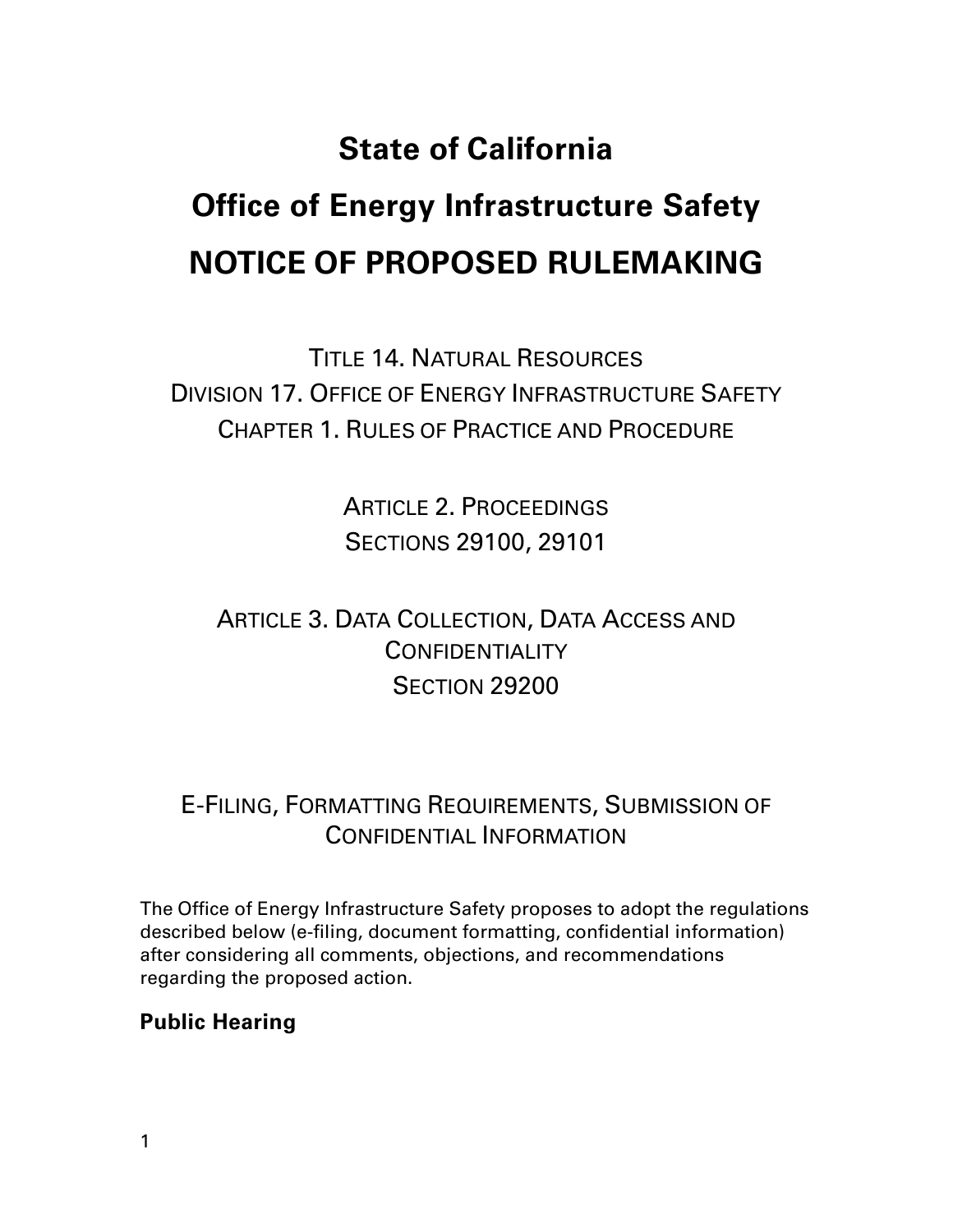# State of California

# Office of Energy Infrastructure Safety

# NOTICE OF PROPOSED RULEMAKING

TITLE 14. NATURAL RESOURCES
DIVISION 17. OFFICE OF ENERGY INFRASTRUCTURE SAFETY
CHAPTER 1. RULES OF PRACTICE AND PROCEDURE

ARTICLE 2. PROCEEDINGS
SECTIONS 29100, 29101

ARTICLE 3. DATA COLLECTION, DATA ACCESS AND CONFIDENTIALITY
SECTION 29200

E-FILING, FORMATTING REQUIREMENTS, SUBMISSION OF CONFIDENTIAL INFORMATION

The Office of Energy Infrastructure Safety proposes to adopt the regulations described below (e-filing, document formatting, confidential information) after considering all comments, objections, and recommendations regarding the proposed action.

**Public Hearing**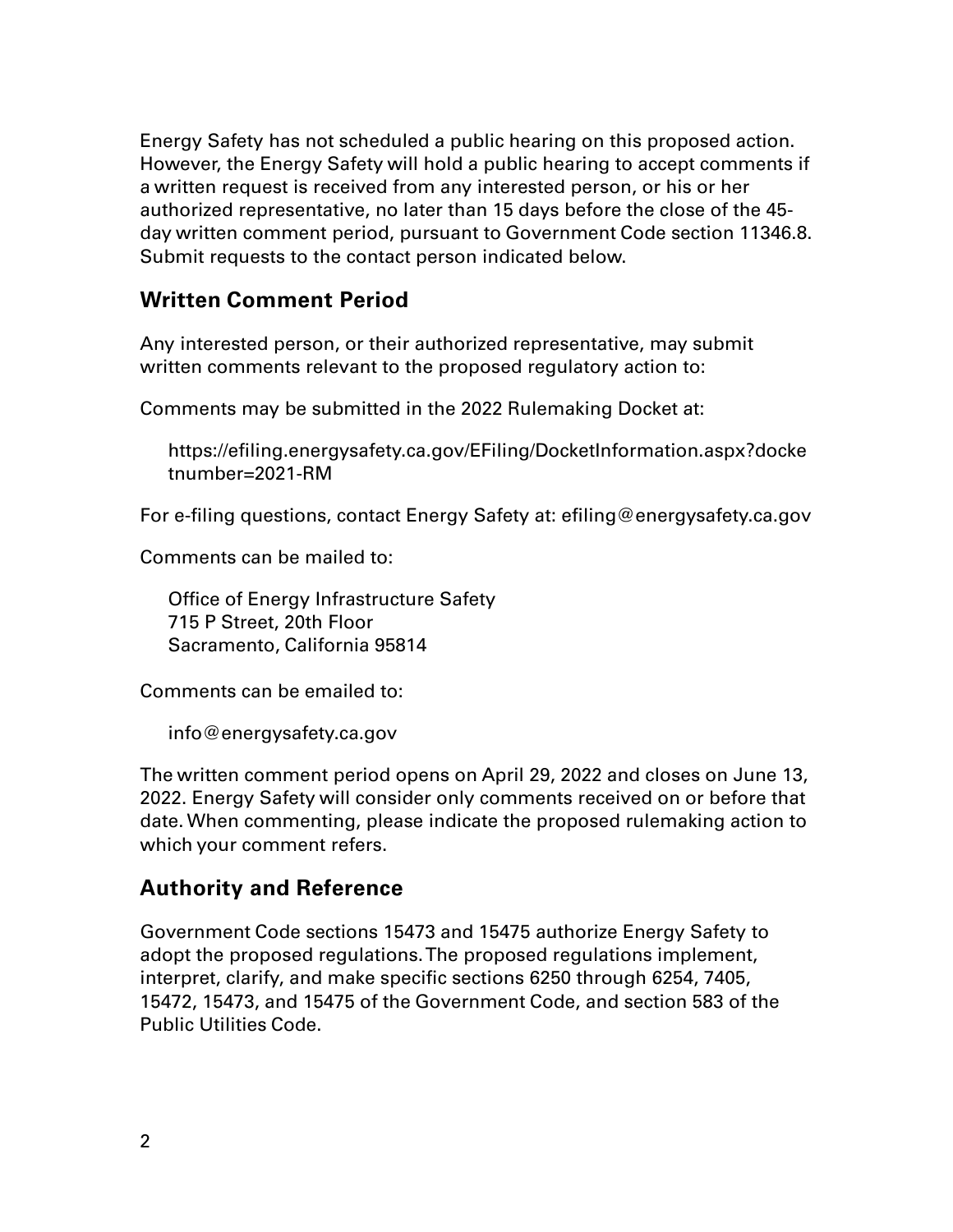Energy Safety has not scheduled a public hearing on this proposed action. However, the Energy Safety will hold a public hearing to accept comments if a written request is received from any interested person, or his or her authorized representative, no later than 15 days before the close of the 45-day written comment period, pursuant to Government Code section 11346.8. Submit requests to the contact person indicated below.

## Written Comment Period

Any interested person, or their authorized representative, may submit written comments relevant to the proposed regulatory action to:

Comments may be submitted in the 2022 Rulemaking Docket at:

> https://efiling.energysafety.ca.gov/EFiling/DocketInformation.aspx?docketnumber=2021-RM

For e-filing questions, contact Energy Safety at: efiling@energysafety.ca.gov

Comments can be mailed to:

> Office of Energy Infrastructure Safety
> 715 P Street, 20th Floor
> Sacramento, California 95814

Comments can be emailed to:

> info@energysafety.ca.gov

The written comment period opens on April 29, 2022 and closes on June 13, 2022. Energy Safety will consider only comments received on or before that date. When commenting, please indicate the proposed rulemaking action to which your comment refers.

## Authority and Reference

Government Code sections 15473 and 15475 authorize Energy Safety to adopt the proposed regulations. The proposed regulations implement, interpret, clarify, and make specific sections 6250 through 6254, 7405, 15472, 15473, and 15475 of the Government Code, and section 583 of the Public Utilities Code.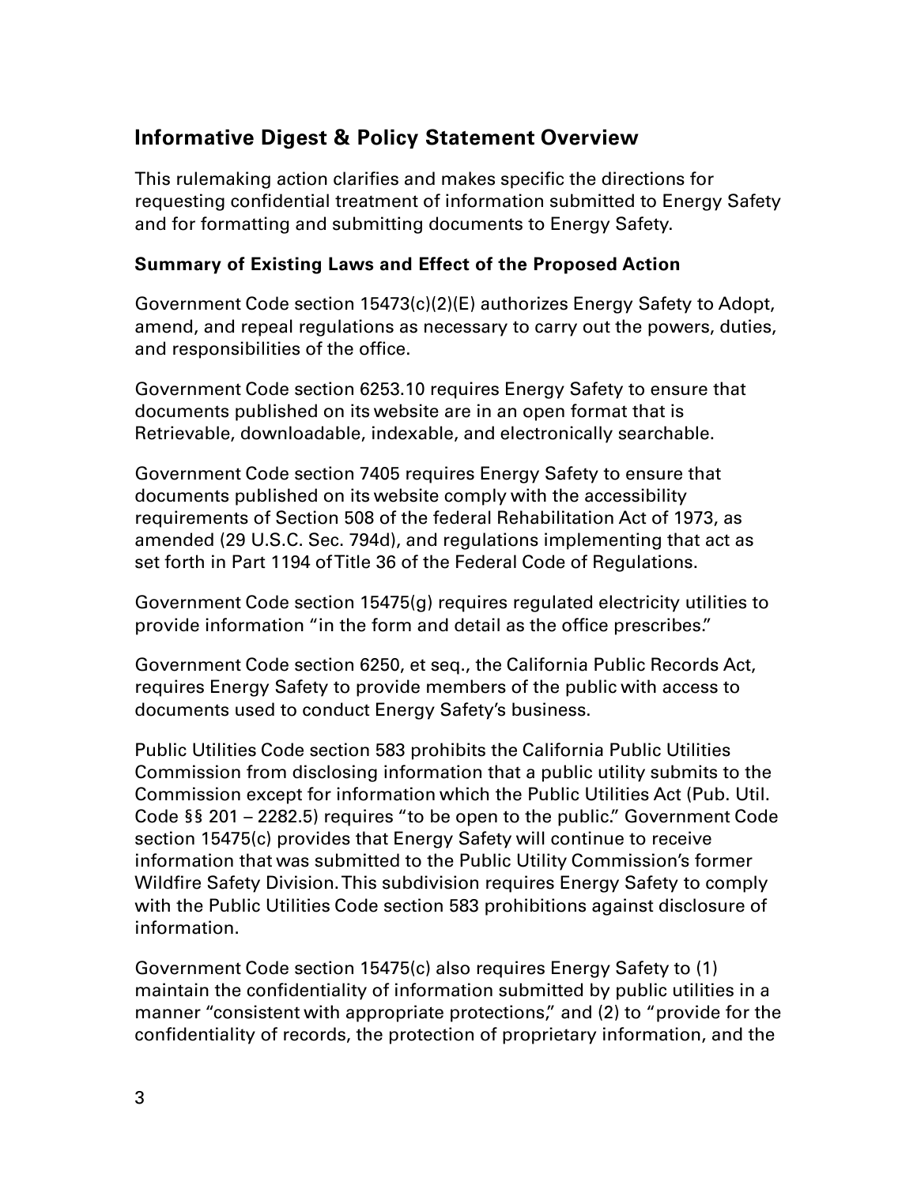## Informative Digest & Policy Statement Overview

This rulemaking action clarifies and makes specific the directions for requesting confidential treatment of information submitted to Energy Safety and for formatting and submitting documents to Energy Safety.

### Summary of Existing Laws and Effect of the Proposed Action

Government Code section 15473(c)(2)(E) authorizes Energy Safety to Adopt, amend, and repeal regulations as necessary to carry out the powers, duties, and responsibilities of the office.

Government Code section 6253.10 requires Energy Safety to ensure that documents published on its website are in an open format that is Retrievable, downloadable, indexable, and electronically searchable.

Government Code section 7405 requires Energy Safety to ensure that documents published on its website comply with the accessibility requirements of Section 508 of the federal Rehabilitation Act of 1973, as amended (29 U.S.C. Sec. 794d), and regulations implementing that act as set forth in Part 1194 of Title 36 of the Federal Code of Regulations.

Government Code section 15475(g) requires regulated electricity utilities to provide information "in the form and detail as the office prescribes."

Government Code section 6250, et seq., the California Public Records Act, requires Energy Safety to provide members of the public with access to documents used to conduct Energy Safety's business.

Public Utilities Code section 583 prohibits the California Public Utilities Commission from disclosing information that a public utility submits to the Commission except for information which the Public Utilities Act (Pub. Util. Code §§ 201 – 2282.5) requires "to be open to the public." Government Code section 15475(c) provides that Energy Safety will continue to receive information that was submitted to the Public Utility Commission's former Wildfire Safety Division. This subdivision requires Energy Safety to comply with the Public Utilities Code section 583 prohibitions against disclosure of information.

Government Code section 15475(c) also requires Energy Safety to (1) maintain the confidentiality of information submitted by public utilities in a manner "consistent with appropriate protections," and (2) to "provide for the confidentiality of records, the protection of proprietary information, and the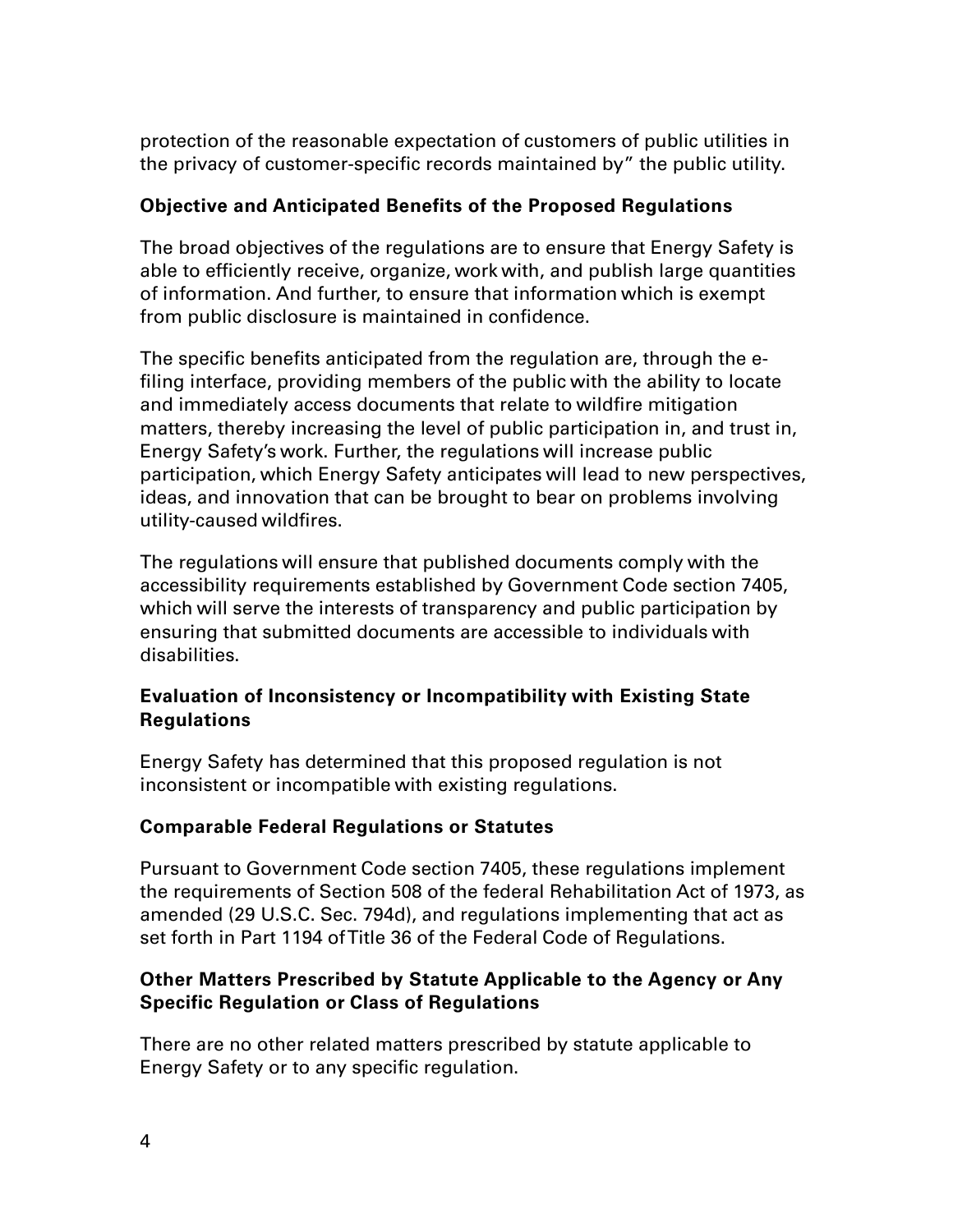protection of the reasonable expectation of customers of public utilities in the privacy of customer-specific records maintained by" the public utility.

### Objective and Anticipated Benefits of the Proposed Regulations

The broad objectives of the regulations are to ensure that Energy Safety is able to efficiently receive, organize, work with, and publish large quantities of information. And further, to ensure that information which is exempt from public disclosure is maintained in confidence.

The specific benefits anticipated from the regulation are, through the e-filing interface, providing members of the public with the ability to locate and immediately access documents that relate to wildfire mitigation matters, thereby increasing the level of public participation in, and trust in, Energy Safety's work. Further, the regulations will increase public participation, which Energy Safety anticipates will lead to new perspectives, ideas, and innovation that can be brought to bear on problems involving utility-caused wildfires.

The regulations will ensure that published documents comply with the accessibility requirements established by Government Code section 7405, which will serve the interests of transparency and public participation by ensuring that submitted documents are accessible to individuals with disabilities.

### Evaluation of Inconsistency or Incompatibility with Existing State Regulations

Energy Safety has determined that this proposed regulation is not inconsistent or incompatible with existing regulations.

### Comparable Federal Regulations or Statutes

Pursuant to Government Code section 7405, these regulations implement the requirements of Section 508 of the federal Rehabilitation Act of 1973, as amended (29 U.S.C. Sec. 794d), and regulations implementing that act as set forth in Part 1194 of Title 36 of the Federal Code of Regulations.

### Other Matters Prescribed by Statute Applicable to the Agency or Any Specific Regulation or Class of Regulations

There are no other related matters prescribed by statute applicable to Energy Safety or to any specific regulation.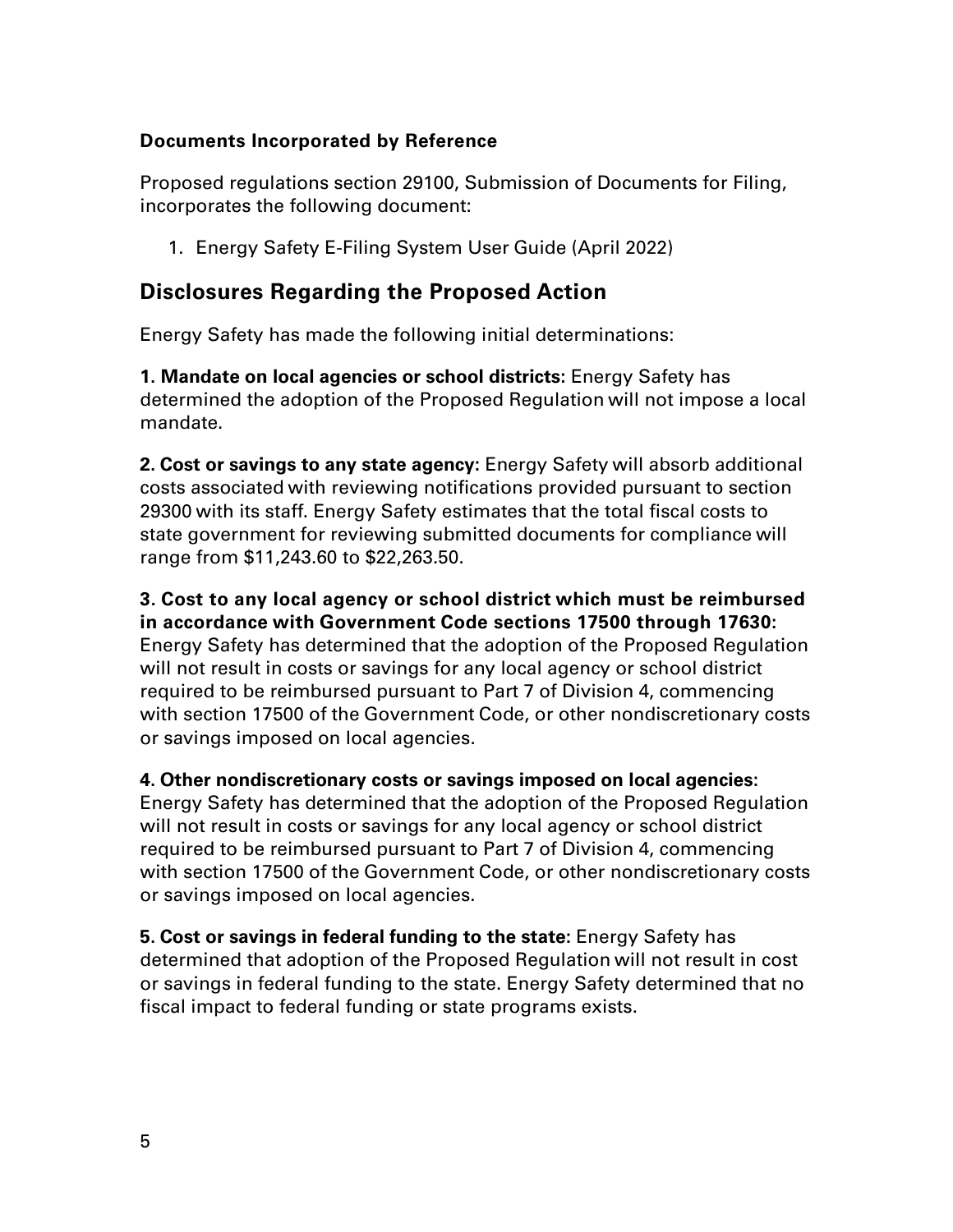**Documents Incorporated by Reference**

Proposed regulations section 29100, Submission of Documents for Filing, incorporates the following document:

1. Energy Safety E-Filing System User Guide (April 2022)

## Disclosures Regarding the Proposed Action

Energy Safety has made the following initial determinations:

**1. Mandate on local agencies or school districts:** Energy Safety has determined the adoption of the Proposed Regulation will not impose a local mandate.

**2. Cost or savings to any state agency:** Energy Safety will absorb additional costs associated with reviewing notifications provided pursuant to section 29300 with its staff. Energy Safety estimates that the total fiscal costs to state government for reviewing submitted documents for compliance will range from $11,243.60 to $22,263.50.

**3. Cost to any local agency or school district which must be reimbursed in accordance with Government Code sections 17500 through 17630:** Energy Safety has determined that the adoption of the Proposed Regulation will not result in costs or savings for any local agency or school district required to be reimbursed pursuant to Part 7 of Division 4, commencing with section 17500 of the Government Code, or other nondiscretionary costs or savings imposed on local agencies.

**4. Other nondiscretionary costs or savings imposed on local agencies:** Energy Safety has determined that the adoption of the Proposed Regulation will not result in costs or savings for any local agency or school district required to be reimbursed pursuant to Part 7 of Division 4, commencing with section 17500 of the Government Code, or other nondiscretionary costs or savings imposed on local agencies.

**5. Cost or savings in federal funding to the state:** Energy Safety has determined that adoption of the Proposed Regulation will not result in cost or savings in federal funding to the state. Energy Safety determined that no fiscal impact to federal funding or state programs exists.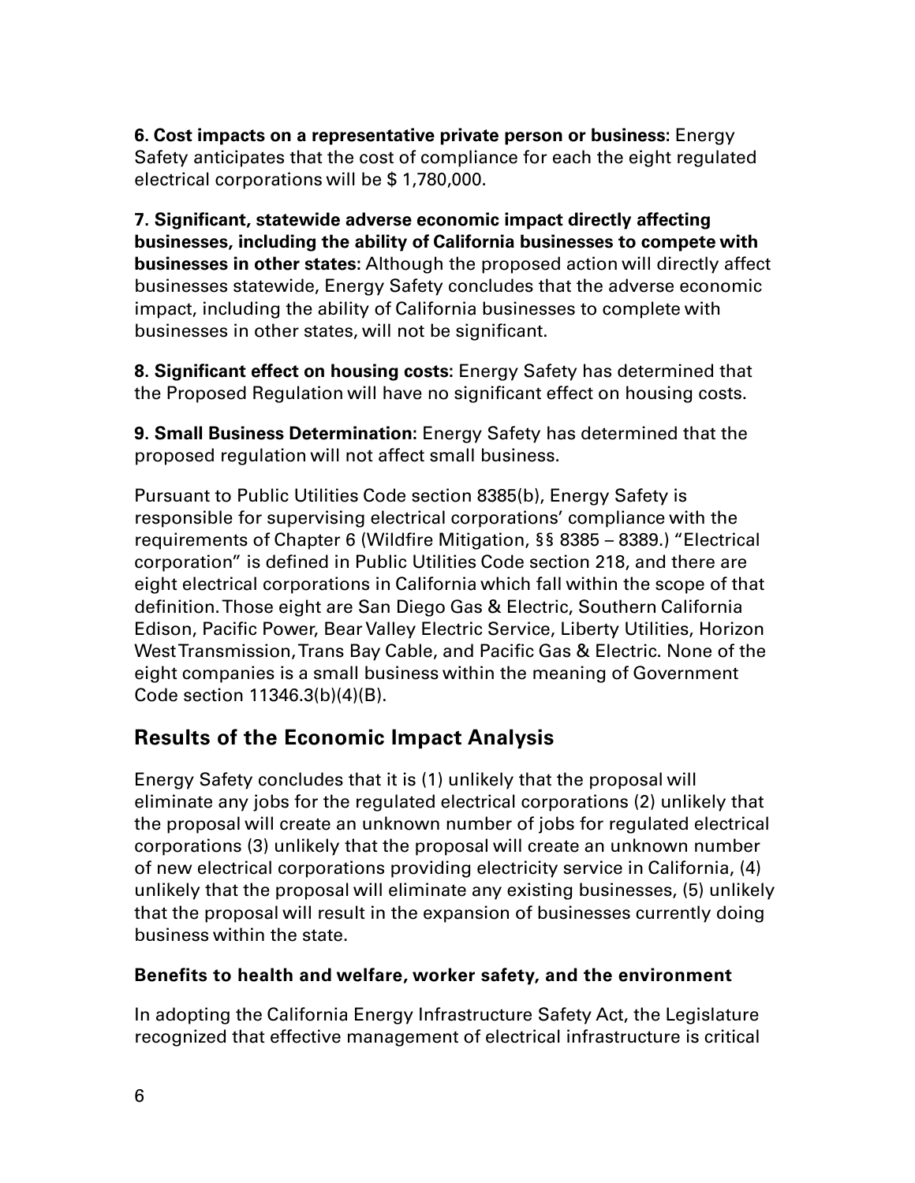**6. Cost impacts on a representative private person or business:** Energy Safety anticipates that the cost of compliance for each the eight regulated electrical corporations will be $ 1,780,000.

**7. Significant, statewide adverse economic impact directly affecting businesses, including the ability of California businesses to compete with businesses in other states:** Although the proposed action will directly affect businesses statewide, Energy Safety concludes that the adverse economic impact, including the ability of California businesses to complete with businesses in other states, will not be significant.

**8. Significant effect on housing costs:** Energy Safety has determined that the Proposed Regulation will have no significant effect on housing costs.

**9. Small Business Determination:** Energy Safety has determined that the proposed regulation will not affect small business.

Pursuant to Public Utilities Code section 8385(b), Energy Safety is responsible for supervising electrical corporations' compliance with the requirements of Chapter 6 (Wildfire Mitigation, §§ 8385 – 8389.) "Electrical corporation" is defined in Public Utilities Code section 218, and there are eight electrical corporations in California which fall within the scope of that definition. Those eight are San Diego Gas & Electric, Southern California Edison, Pacific Power, Bear Valley Electric Service, Liberty Utilities, Horizon West Transmission, Trans Bay Cable, and Pacific Gas & Electric. None of the eight companies is a small business within the meaning of Government Code section 11346.3(b)(4)(B).

## Results of the Economic Impact Analysis

Energy Safety concludes that it is (1) unlikely that the proposal will eliminate any jobs for the regulated electrical corporations (2) unlikely that the proposal will create an unknown number of jobs for regulated electrical corporations (3) unlikely that the proposal will create an unknown number of new electrical corporations providing electricity service in California, (4) unlikely that the proposal will eliminate any existing businesses, (5) unlikely that the proposal will result in the expansion of businesses currently doing business within the state.

### Benefits to health and welfare, worker safety, and the environment

In adopting the California Energy Infrastructure Safety Act, the Legislature recognized that effective management of electrical infrastructure is critical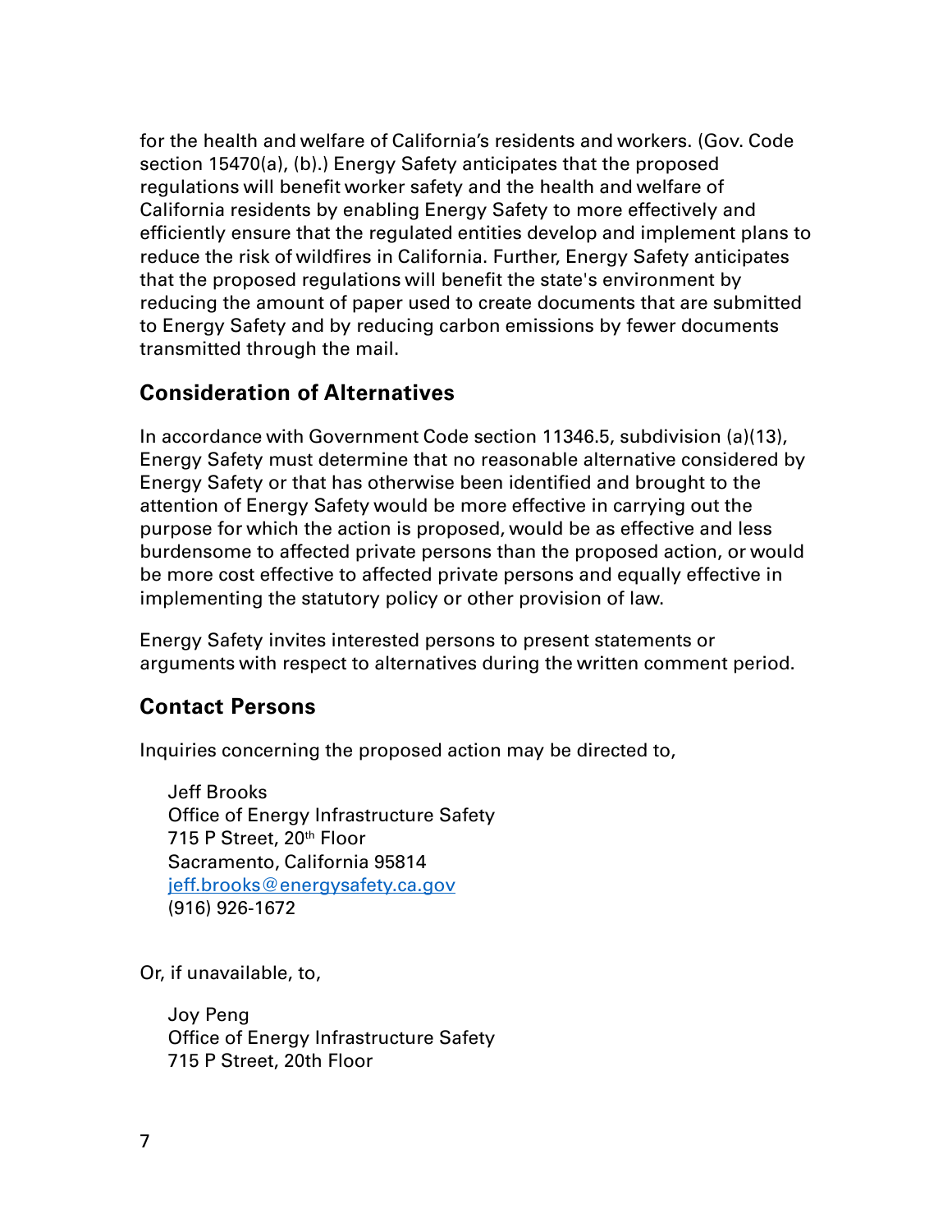for the health and welfare of California's residents and workers. (Gov. Code section 15470(a), (b).) Energy Safety anticipates that the proposed regulations will benefit worker safety and the health and welfare of California residents by enabling Energy Safety to more effectively and efficiently ensure that the regulated entities develop and implement plans to reduce the risk of wildfires in California. Further, Energy Safety anticipates that the proposed regulations will benefit the state's environment by reducing the amount of paper used to create documents that are submitted to Energy Safety and by reducing carbon emissions by fewer documents transmitted through the mail.

## Consideration of Alternatives

In accordance with Government Code section 11346.5, subdivision (a)(13), Energy Safety must determine that no reasonable alternative considered by Energy Safety or that has otherwise been identified and brought to the attention of Energy Safety would be more effective in carrying out the purpose for which the action is proposed, would be as effective and less burdensome to affected private persons than the proposed action, or would be more cost effective to affected private persons and equally effective in implementing the statutory policy or other provision of law.

Energy Safety invites interested persons to present statements or arguments with respect to alternatives during the written comment period.

## Contact Persons

Inquiries concerning the proposed action may be directed to,

Jeff Brooks
Office of Energy Infrastructure Safety
715 P Street, 20th Floor
Sacramento, California 95814
jeff.brooks@energysafety.ca.gov
(916) 926-1672

Or, if unavailable, to,

Joy Peng
Office of Energy Infrastructure Safety
715 P Street, 20th Floor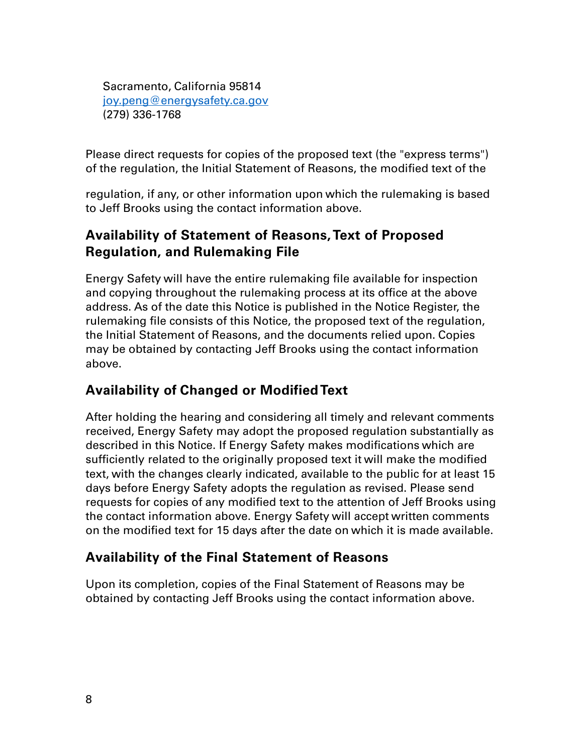Sacramento, California 95814
joy.peng@energysafety.ca.gov
(279) 336-1768

Please direct requests for copies of the proposed text (the "express terms") of the regulation, the Initial Statement of Reasons, the modified text of the regulation, if any, or other information upon which the rulemaking is based to Jeff Brooks using the contact information above.

## Availability of Statement of Reasons, Text of Proposed Regulation, and Rulemaking File

Energy Safety will have the entire rulemaking file available for inspection and copying throughout the rulemaking process at its office at the above address. As of the date this Notice is published in the Notice Register, the rulemaking file consists of this Notice, the proposed text of the regulation, the Initial Statement of Reasons, and the documents relied upon. Copies may be obtained by contacting Jeff Brooks using the contact information above.

## Availability of Changed or Modified Text

After holding the hearing and considering all timely and relevant comments received, Energy Safety may adopt the proposed regulation substantially as described in this Notice. If Energy Safety makes modifications which are sufficiently related to the originally proposed text it will make the modified text, with the changes clearly indicated, available to the public for at least 15 days before Energy Safety adopts the regulation as revised. Please send requests for copies of any modified text to the attention of Jeff Brooks using the contact information above. Energy Safety will accept written comments on the modified text for 15 days after the date on which it is made available.

## Availability of the Final Statement of Reasons

Upon its completion, copies of the Final Statement of Reasons may be obtained by contacting Jeff Brooks using the contact information above.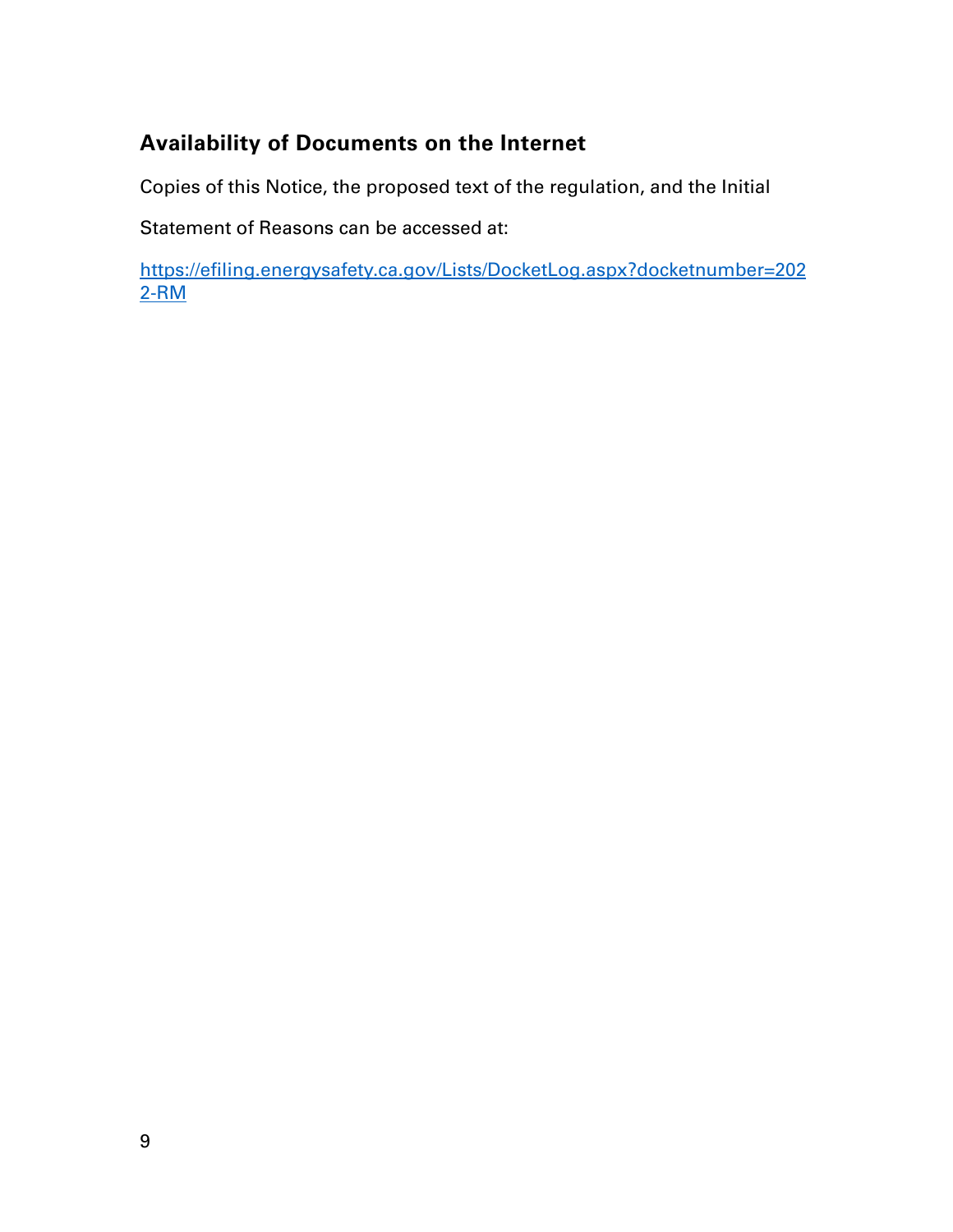## Availability of Documents on the Internet

Copies of this Notice, the proposed text of the regulation, and the Initial Statement of Reasons can be accessed at:

https://efiling.energysafety.ca.gov/Lists/DocketLog.aspx?docketnumber=2022-RM